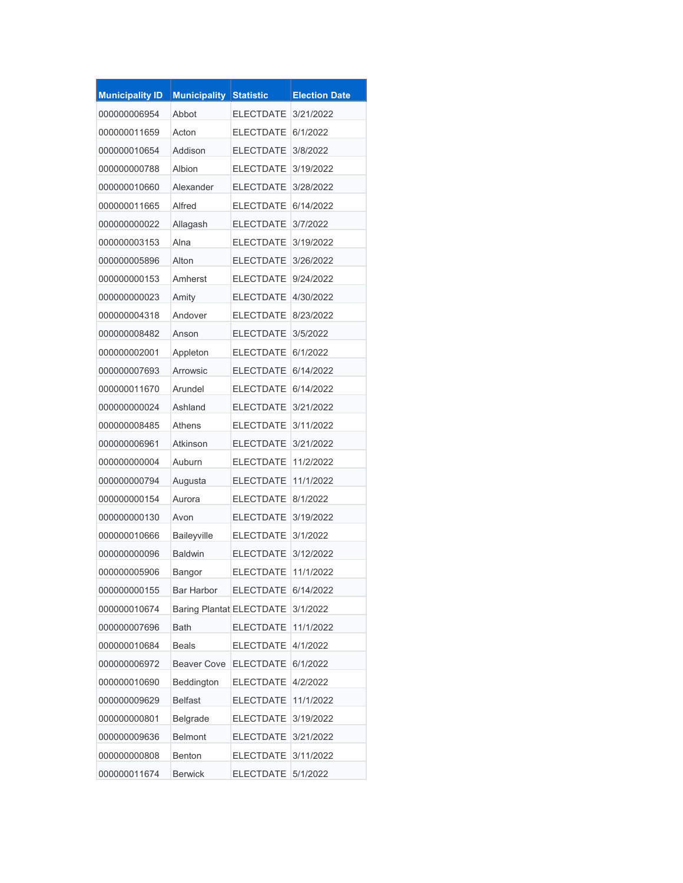| Municipality ID | Municipality | Statistic | Election Date |
|---|---|---|---|
| 000000006954 | Abbot | ELECTDATE | 3/21/2022 |
| 000000011659 | Acton | ELECTDATE | 6/1/2022 |
| 000000010654 | Addison | ELECTDATE | 3/8/2022 |
| 000000000788 | Albion | ELECTDATE | 3/19/2022 |
| 000000010660 | Alexander | ELECTDATE | 3/28/2022 |
| 000000011665 | Alfred | ELECTDATE | 6/14/2022 |
| 000000000022 | Allagash | ELECTDATE | 3/7/2022 |
| 000000003153 | Alna | ELECTDATE | 3/19/2022 |
| 000000005896 | Alton | ELECTDATE | 3/26/2022 |
| 000000000153 | Amherst | ELECTDATE | 9/24/2022 |
| 000000000023 | Amity | ELECTDATE | 4/30/2022 |
| 000000004318 | Andover | ELECTDATE | 8/23/2022 |
| 000000008482 | Anson | ELECTDATE | 3/5/2022 |
| 000000002001 | Appleton | ELECTDATE | 6/1/2022 |
| 000000007693 | Arrowsic | ELECTDATE | 6/14/2022 |
| 000000011670 | Arundel | ELECTDATE | 6/14/2022 |
| 000000000024 | Ashland | ELECTDATE | 3/21/2022 |
| 000000008485 | Athens | ELECTDATE | 3/11/2022 |
| 000000006961 | Atkinson | ELECTDATE | 3/21/2022 |
| 000000000004 | Auburn | ELECTDATE | 11/2/2022 |
| 000000000794 | Augusta | ELECTDATE | 11/1/2022 |
| 000000000154 | Aurora | ELECTDATE | 8/1/2022 |
| 000000000130 | Avon | ELECTDATE | 3/19/2022 |
| 000000010666 | Baileyville | ELECTDATE | 3/1/2022 |
| 000000000096 | Baldwin | ELECTDATE | 3/12/2022 |
| 000000005906 | Bangor | ELECTDATE | 11/1/2022 |
| 000000000155 | Bar Harbor | ELECTDATE | 6/14/2022 |
| 000000010674 | Baring Plantat | ELECTDATE | 3/1/2022 |
| 000000007696 | Bath | ELECTDATE | 11/1/2022 |
| 000000010684 | Beals | ELECTDATE | 4/1/2022 |
| 000000006972 | Beaver Cove | ELECTDATE | 6/1/2022 |
| 000000010690 | Beddington | ELECTDATE | 4/2/2022 |
| 000000009629 | Belfast | ELECTDATE | 11/1/2022 |
| 000000000801 | Belgrade | ELECTDATE | 3/19/2022 |
| 000000009636 | Belmont | ELECTDATE | 3/21/2022 |
| 000000000808 | Benton | ELECTDATE | 3/11/2022 |
| 000000011674 | Berwick | ELECTDATE | 5/1/2022 |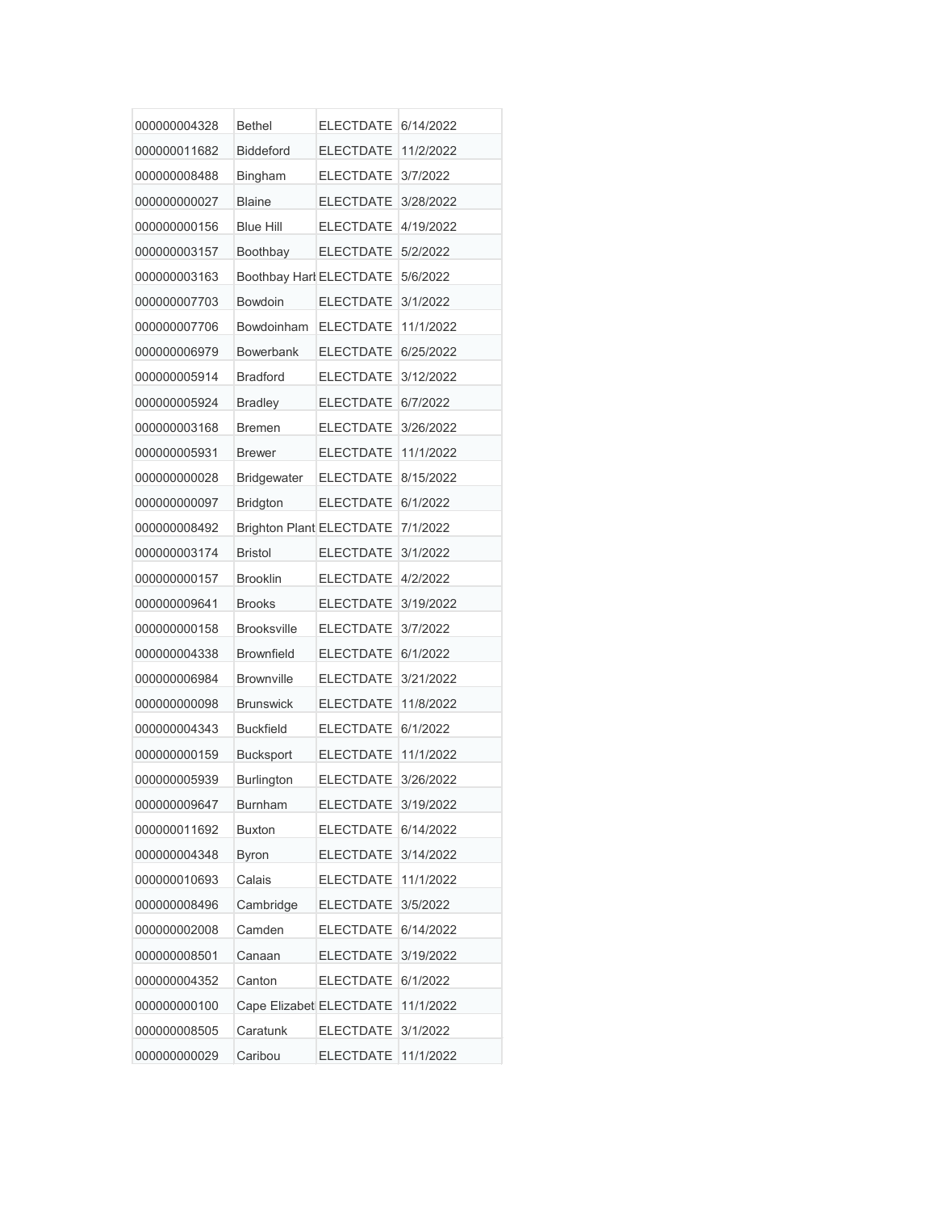| | | | |
|---|---|---|---|
| 000000004328 | Bethel | ELECTDATE | 6/14/2022 |
| 000000011682 | Biddeford | ELECTDATE | 11/2/2022 |
| 000000008488 | Bingham | ELECTDATE | 3/7/2022 |
| 000000000027 | Blaine | ELECTDATE | 3/28/2022 |
| 000000000156 | Blue Hill | ELECTDATE | 4/19/2022 |
| 000000003157 | Boothbay | ELECTDATE | 5/2/2022 |
| 000000003163 | Boothbay Harl | ELECTDATE | 5/6/2022 |
| 000000007703 | Bowdoin | ELECTDATE | 3/1/2022 |
| 000000007706 | Bowdoinham | ELECTDATE | 11/1/2022 |
| 000000006979 | Bowerbank | ELECTDATE | 6/25/2022 |
| 000000005914 | Bradford | ELECTDATE | 3/12/2022 |
| 000000005924 | Bradley | ELECTDATE | 6/7/2022 |
| 000000003168 | Bremen | ELECTDATE | 3/26/2022 |
| 000000005931 | Brewer | ELECTDATE | 11/1/2022 |
| 000000000028 | Bridgewater | ELECTDATE | 8/15/2022 |
| 000000000097 | Bridgton | ELECTDATE | 6/1/2022 |
| 000000008492 | Brighton Plant | ELECTDATE | 7/1/2022 |
| 000000003174 | Bristol | ELECTDATE | 3/1/2022 |
| 000000000157 | Brooklin | ELECTDATE | 4/2/2022 |
| 000000009641 | Brooks | ELECTDATE | 3/19/2022 |
| 000000000158 | Brooksville | ELECTDATE | 3/7/2022 |
| 000000004338 | Brownfield | ELECTDATE | 6/1/2022 |
| 000000006984 | Brownville | ELECTDATE | 3/21/2022 |
| 000000000098 | Brunswick | ELECTDATE | 11/8/2022 |
| 000000004343 | Buckfield | ELECTDATE | 6/1/2022 |
| 000000000159 | Bucksport | ELECTDATE | 11/1/2022 |
| 000000005939 | Burlington | ELECTDATE | 3/26/2022 |
| 000000009647 | Burnham | ELECTDATE | 3/19/2022 |
| 000000011692 | Buxton | ELECTDATE | 6/14/2022 |
| 000000004348 | Byron | ELECTDATE | 3/14/2022 |
| 000000010693 | Calais | ELECTDATE | 11/1/2022 |
| 000000008496 | Cambridge | ELECTDATE | 3/5/2022 |
| 000000002008 | Camden | ELECTDATE | 6/14/2022 |
| 000000008501 | Canaan | ELECTDATE | 3/19/2022 |
| 000000004352 | Canton | ELECTDATE | 6/1/2022 |
| 000000000100 | Cape Elizabet | ELECTDATE | 11/1/2022 |
| 000000008505 | Caratunk | ELECTDATE | 3/1/2022 |
| 000000000029 | Caribou | ELECTDATE | 11/1/2022 |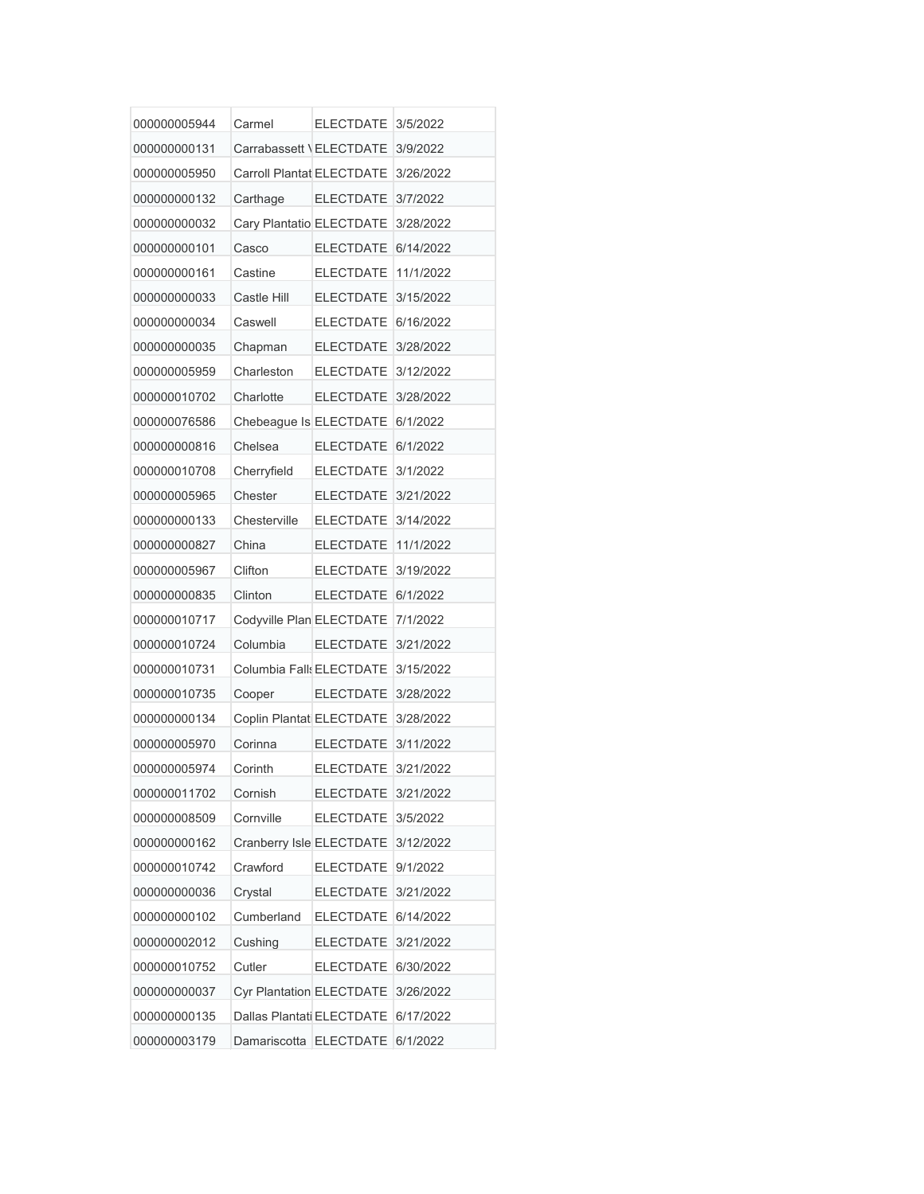| 000000005944 | Carmel | ELECTDATE | 3/5/2022 |
|---|---|---|---|
| 000000000131 | Carrabassett \ | ELECTDATE | 3/9/2022 |
| 000000005950 | Carroll Plantat | ELECTDATE | 3/26/2022 |
| 000000000132 | Carthage | ELECTDATE | 3/7/2022 |
| 000000000032 | Cary Plantatio | ELECTDATE | 3/28/2022 |
| 000000000101 | Casco | ELECTDATE | 6/14/2022 |
| 000000000161 | Castine | ELECTDATE | 11/1/2022 |
| 000000000033 | Castle Hill | ELECTDATE | 3/15/2022 |
| 000000000034 | Caswell | ELECTDATE | 6/16/2022 |
| 000000000035 | Chapman | ELECTDATE | 3/28/2022 |
| 000000005959 | Charleston | ELECTDATE | 3/12/2022 |
| 000000010702 | Charlotte | ELECTDATE | 3/28/2022 |
| 000000076586 | Chebeague Is | ELECTDATE | 6/1/2022 |
| 000000000816 | Chelsea | ELECTDATE | 6/1/2022 |
| 000000010708 | Cherryfield | ELECTDATE | 3/1/2022 |
| 000000005965 | Chester | ELECTDATE | 3/21/2022 |
| 000000000133 | Chesterville | ELECTDATE | 3/14/2022 |
| 000000000827 | China | ELECTDATE | 11/1/2022 |
| 000000005967 | Clifton | ELECTDATE | 3/19/2022 |
| 000000000835 | Clinton | ELECTDATE | 6/1/2022 |
| 000000010717 | Codyville Plan | ELECTDATE | 7/1/2022 |
| 000000010724 | Columbia | ELECTDATE | 3/21/2022 |
| 000000010731 | Columbia Falls | ELECTDATE | 3/15/2022 |
| 000000010735 | Cooper | ELECTDATE | 3/28/2022 |
| 000000000134 | Coplin Plantat | ELECTDATE | 3/28/2022 |
| 000000005970 | Corinna | ELECTDATE | 3/11/2022 |
| 000000005974 | Corinth | ELECTDATE | 3/21/2022 |
| 000000011702 | Cornish | ELECTDATE | 3/21/2022 |
| 000000008509 | Cornville | ELECTDATE | 3/5/2022 |
| 000000000162 | Cranberry Isle | ELECTDATE | 3/12/2022 |
| 000000010742 | Crawford | ELECTDATE | 9/1/2022 |
| 000000000036 | Crystal | ELECTDATE | 3/21/2022 |
| 000000000102 | Cumberland | ELECTDATE | 6/14/2022 |
| 000000002012 | Cushing | ELECTDATE | 3/21/2022 |
| 000000010752 | Cutler | ELECTDATE | 6/30/2022 |
| 000000000037 | Cyr Plantation | ELECTDATE | 3/26/2022 |
| 000000000135 | Dallas Plantati | ELECTDATE | 6/17/2022 |
| 000000003179 | Damariscotta | ELECTDATE | 6/1/2022 |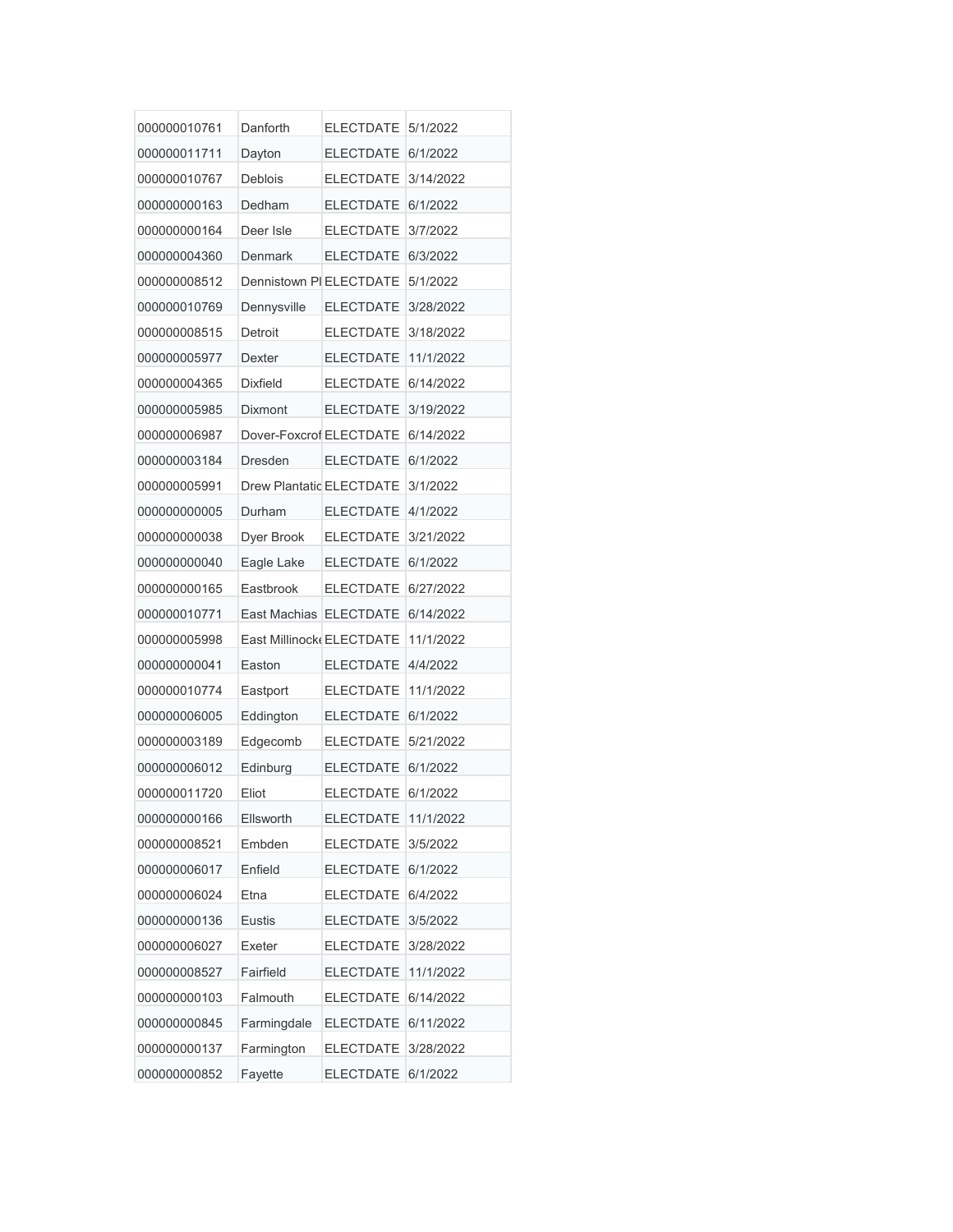| | | | |
|---|---|---|---|
| 000000010761 | Danforth | ELECTDATE | 5/1/2022 |
| 000000011711 | Dayton | ELECTDATE | 6/1/2022 |
| 000000010767 | Deblois | ELECTDATE | 3/14/2022 |
| 000000000163 | Dedham | ELECTDATE | 6/1/2022 |
| 000000000164 | Deer Isle | ELECTDATE | 3/7/2022 |
| 000000004360 | Denmark | ELECTDATE | 6/3/2022 |
| 000000008512 | Dennistown Pl | ELECTDATE | 5/1/2022 |
| 000000010769 | Dennysville | ELECTDATE | 3/28/2022 |
| 000000008515 | Detroit | ELECTDATE | 3/18/2022 |
| 000000005977 | Dexter | ELECTDATE | 11/1/2022 |
| 000000004365 | Dixfield | ELECTDATE | 6/14/2022 |
| 000000005985 | Dixmont | ELECTDATE | 3/19/2022 |
| 000000006987 | Dover-Foxcrof | ELECTDATE | 6/14/2022 |
| 000000003184 | Dresden | ELECTDATE | 6/1/2022 |
| 000000005991 | Drew Plantatic | ELECTDATE | 3/1/2022 |
| 000000000005 | Durham | ELECTDATE | 4/1/2022 |
| 000000000038 | Dyer Brook | ELECTDATE | 3/21/2022 |
| 000000000040 | Eagle Lake | ELECTDATE | 6/1/2022 |
| 000000000165 | Eastbrook | ELECTDATE | 6/27/2022 |
| 000000010771 | East Machias | ELECTDATE | 6/14/2022 |
| 000000005998 | East Millinocke | ELECTDATE | 11/1/2022 |
| 000000000041 | Easton | ELECTDATE | 4/4/2022 |
| 000000010774 | Eastport | ELECTDATE | 11/1/2022 |
| 000000006005 | Eddington | ELECTDATE | 6/1/2022 |
| 000000003189 | Edgecomb | ELECTDATE | 5/21/2022 |
| 000000006012 | Edinburg | ELECTDATE | 6/1/2022 |
| 000000011720 | Eliot | ELECTDATE | 6/1/2022 |
| 000000000166 | Ellsworth | ELECTDATE | 11/1/2022 |
| 000000008521 | Embden | ELECTDATE | 3/5/2022 |
| 000000006017 | Enfield | ELECTDATE | 6/1/2022 |
| 000000006024 | Etna | ELECTDATE | 6/4/2022 |
| 000000000136 | Eustis | ELECTDATE | 3/5/2022 |
| 000000006027 | Exeter | ELECTDATE | 3/28/2022 |
| 000000008527 | Fairfield | ELECTDATE | 11/1/2022 |
| 000000000103 | Falmouth | ELECTDATE | 6/14/2022 |
| 000000000845 | Farmingdale | ELECTDATE | 6/11/2022 |
| 000000000137 | Farmington | ELECTDATE | 3/28/2022 |
| 000000000852 | Fayette | ELECTDATE | 6/1/2022 |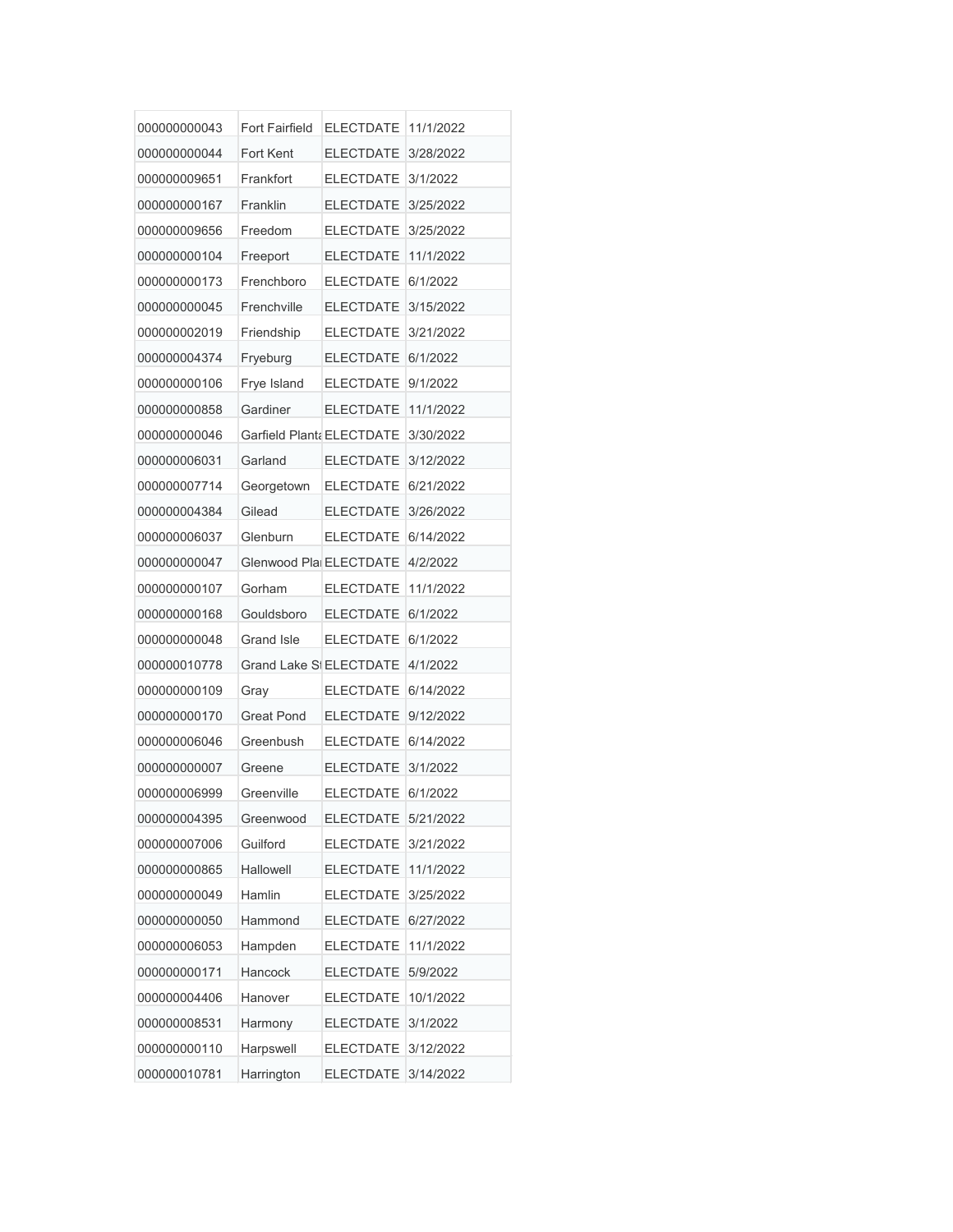| 000000000043 | Fort Fairfield | ELECTDATE | 11/1/2022 |
|---|---|---|---|
| 000000000044 | Fort Kent | ELECTDATE | 3/28/2022 |
| 000000009651 | Frankfort | ELECTDATE | 3/1/2022 |
| 000000000167 | Franklin | ELECTDATE | 3/25/2022 |
| 000000009656 | Freedom | ELECTDATE | 3/25/2022 |
| 000000000104 | Freeport | ELECTDATE | 11/1/2022 |
| 000000000173 | Frenchboro | ELECTDATE | 6/1/2022 |
| 000000000045 | Frenchville | ELECTDATE | 3/15/2022 |
| 000000002019 | Friendship | ELECTDATE | 3/21/2022 |
| 000000004374 | Fryeburg | ELECTDATE | 6/1/2022 |
| 000000000106 | Frye Island | ELECTDATE | 9/1/2022 |
| 000000000858 | Gardiner | ELECTDATE | 11/1/2022 |
| 000000000046 | Garfield Planta | ELECTDATE | 3/30/2022 |
| 000000006031 | Garland | ELECTDATE | 3/12/2022 |
| 000000007714 | Georgetown | ELECTDATE | 6/21/2022 |
| 000000004384 | Gilead | ELECTDATE | 3/26/2022 |
| 000000006037 | Glenburn | ELECTDATE | 6/14/2022 |
| 000000000047 | Glenwood Pla | ELECTDATE | 4/2/2022 |
| 000000000107 | Gorham | ELECTDATE | 11/1/2022 |
| 000000000168 | Gouldsboro | ELECTDATE | 6/1/2022 |
| 000000000048 | Grand Isle | ELECTDATE | 6/1/2022 |
| 000000010778 | Grand Lake St | ELECTDATE | 4/1/2022 |
| 000000000109 | Gray | ELECTDATE | 6/14/2022 |
| 000000000170 | Great Pond | ELECTDATE | 9/12/2022 |
| 000000006046 | Greenbush | ELECTDATE | 6/14/2022 |
| 000000000007 | Greene | ELECTDATE | 3/1/2022 |
| 000000006999 | Greenville | ELECTDATE | 6/1/2022 |
| 000000004395 | Greenwood | ELECTDATE | 5/21/2022 |
| 000000007006 | Guilford | ELECTDATE | 3/21/2022 |
| 000000000865 | Hallowell | ELECTDATE | 11/1/2022 |
| 000000000049 | Hamlin | ELECTDATE | 3/25/2022 |
| 000000000050 | Hammond | ELECTDATE | 6/27/2022 |
| 000000006053 | Hampden | ELECTDATE | 11/1/2022 |
| 000000000171 | Hancock | ELECTDATE | 5/9/2022 |
| 000000004406 | Hanover | ELECTDATE | 10/1/2022 |
| 000000008531 | Harmony | ELECTDATE | 3/1/2022 |
| 000000000110 | Harpswell | ELECTDATE | 3/12/2022 |
| 000000010781 | Harrington | ELECTDATE | 3/14/2022 |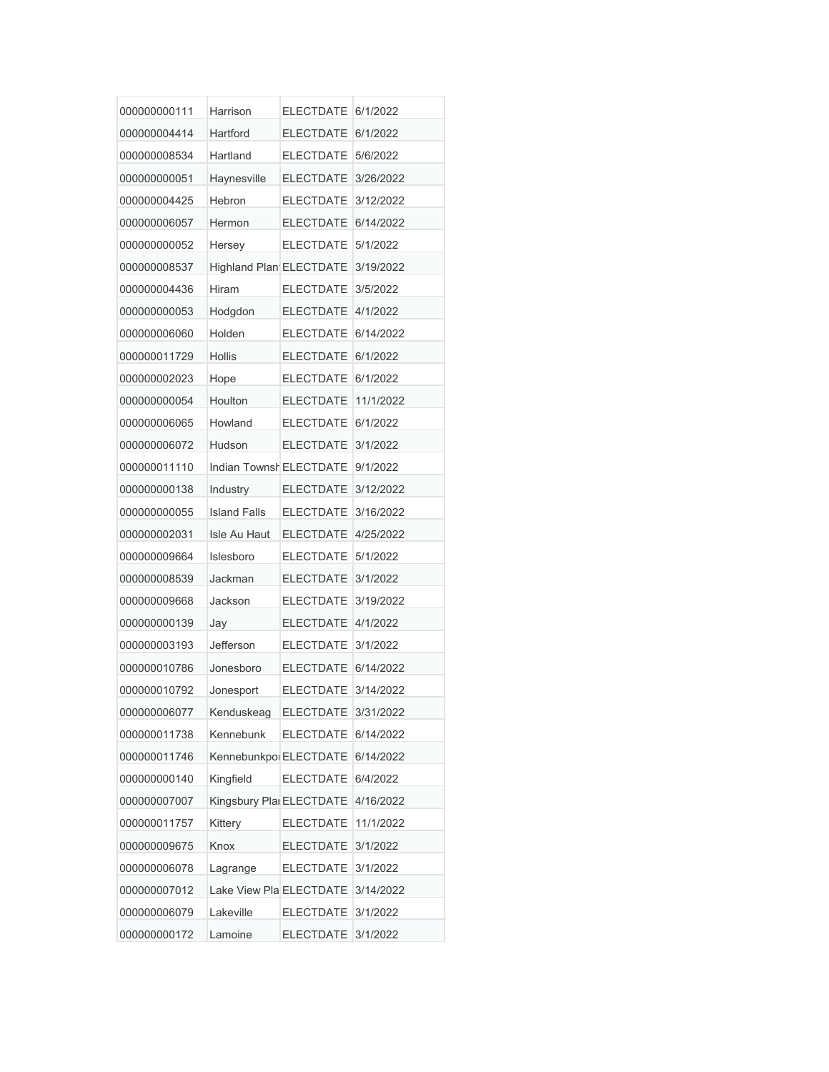| | | | |
|---|---|---|---|
| 000000000111 | Harrison | ELECTDATE | 6/1/2022 |
| 000000004414 | Hartford | ELECTDATE | 6/1/2022 |
| 000000008534 | Hartland | ELECTDATE | 5/6/2022 |
| 000000000051 | Haynesville | ELECTDATE | 3/26/2022 |
| 000000004425 | Hebron | ELECTDATE | 3/12/2022 |
| 000000006057 | Hermon | ELECTDATE | 6/14/2022 |
| 000000000052 | Hersey | ELECTDATE | 5/1/2022 |
| 000000008537 | Highland Plant | ELECTDATE | 3/19/2022 |
| 000000004436 | Hiram | ELECTDATE | 3/5/2022 |
| 000000000053 | Hodgdon | ELECTDATE | 4/1/2022 |
| 000000006060 | Holden | ELECTDATE | 6/14/2022 |
| 000000011729 | Hollis | ELECTDATE | 6/1/2022 |
| 000000002023 | Hope | ELECTDATE | 6/1/2022 |
| 000000000054 | Houlton | ELECTDATE | 11/1/2022 |
| 000000006065 | Howland | ELECTDATE | 6/1/2022 |
| 000000006072 | Hudson | ELECTDATE | 3/1/2022 |
| 000000011110 | Indian Townsh | ELECTDATE | 9/1/2022 |
| 000000000138 | Industry | ELECTDATE | 3/12/2022 |
| 000000000055 | Island Falls | ELECTDATE | 3/16/2022 |
| 000000002031 | Isle Au Haut | ELECTDATE | 4/25/2022 |
| 000000009664 | Islesboro | ELECTDATE | 5/1/2022 |
| 000000008539 | Jackman | ELECTDATE | 3/1/2022 |
| 000000009668 | Jackson | ELECTDATE | 3/19/2022 |
| 000000000139 | Jay | ELECTDATE | 4/1/2022 |
| 000000003193 | Jefferson | ELECTDATE | 3/1/2022 |
| 000000010786 | Jonesboro | ELECTDATE | 6/14/2022 |
| 000000010792 | Jonesport | ELECTDATE | 3/14/2022 |
| 000000006077 | Kenduskeag | ELECTDATE | 3/31/2022 |
| 000000011738 | Kennebunk | ELECTDATE | 6/14/2022 |
| 000000011746 | Kennebunkpor | ELECTDATE | 6/14/2022 |
| 000000000140 | Kingfield | ELECTDATE | 6/4/2022 |
| 000000007007 | Kingsbury Plar | ELECTDATE | 4/16/2022 |
| 000000011757 | Kittery | ELECTDATE | 11/1/2022 |
| 000000009675 | Knox | ELECTDATE | 3/1/2022 |
| 000000006078 | Lagrange | ELECTDATE | 3/1/2022 |
| 000000007012 | Lake View Pla | ELECTDATE | 3/14/2022 |
| 000000006079 | Lakeville | ELECTDATE | 3/1/2022 |
| 000000000172 | Lamoine | ELECTDATE | 3/1/2022 |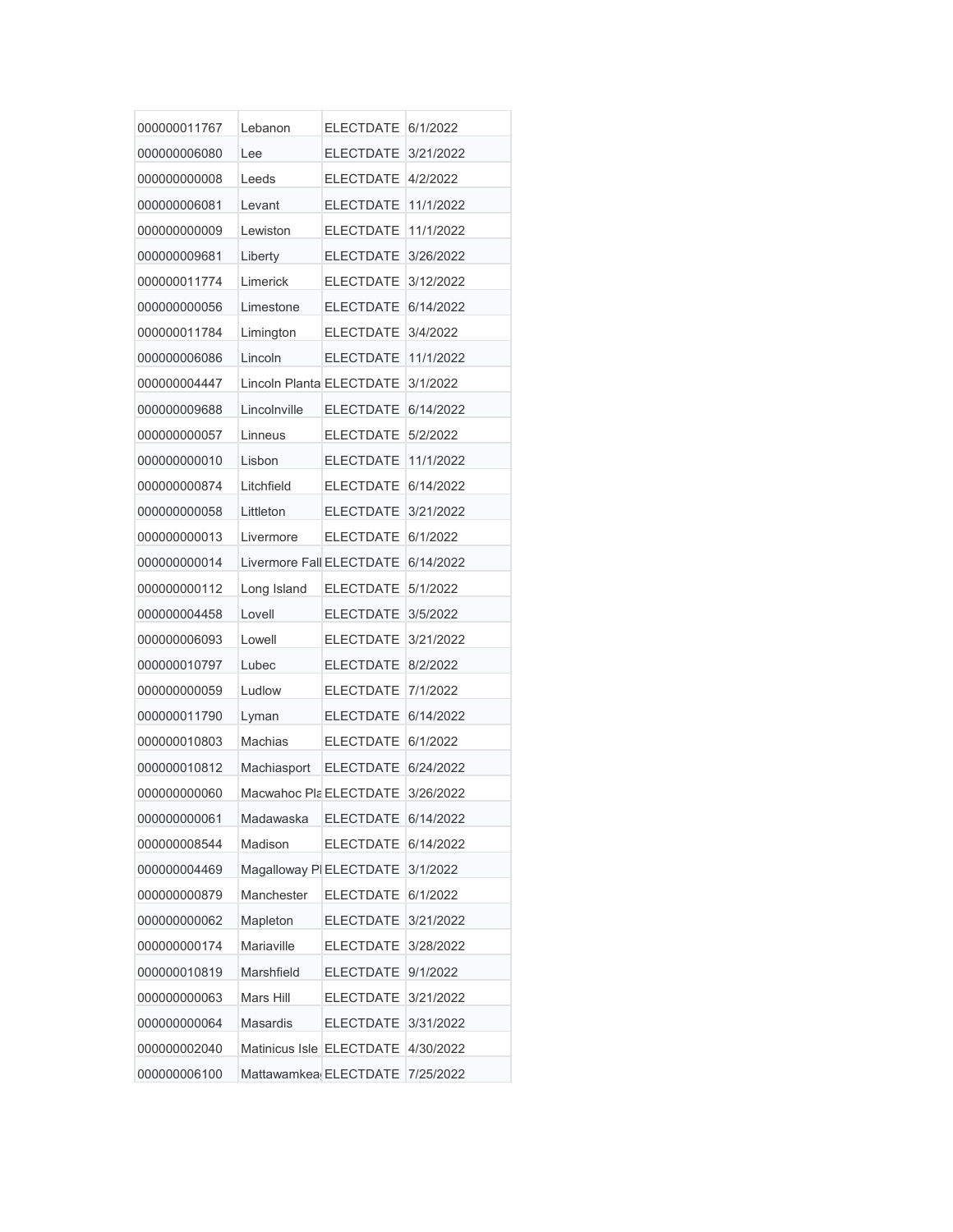| 000000011767 | Lebanon | ELECTDATE | 6/1/2022 |
|---|---|---|---|
| 000000006080 | Lee | ELECTDATE | 3/21/2022 |
| 000000000008 | Leeds | ELECTDATE | 4/2/2022 |
| 000000006081 | Levant | ELECTDATE | 11/1/2022 |
| 000000000009 | Lewiston | ELECTDATE | 11/1/2022 |
| 000000009681 | Liberty | ELECTDATE | 3/26/2022 |
| 000000011774 | Limerick | ELECTDATE | 3/12/2022 |
| 000000000056 | Limestone | ELECTDATE | 6/14/2022 |
| 000000011784 | Limington | ELECTDATE | 3/4/2022 |
| 000000006086 | Lincoln | ELECTDATE | 11/1/2022 |
| 000000004447 | Lincoln Planta | ELECTDATE | 3/1/2022 |
| 000000009688 | Lincolnville | ELECTDATE | 6/14/2022 |
| 000000000057 | Linneus | ELECTDATE | 5/2/2022 |
| 000000000010 | Lisbon | ELECTDATE | 11/1/2022 |
| 000000000874 | Litchfield | ELECTDATE | 6/14/2022 |
| 000000000058 | Littleton | ELECTDATE | 3/21/2022 |
| 000000000013 | Livermore | ELECTDATE | 6/1/2022 |
| 000000000014 | Livermore Fall | ELECTDATE | 6/14/2022 |
| 000000000112 | Long Island | ELECTDATE | 5/1/2022 |
| 000000004458 | Lovell | ELECTDATE | 3/5/2022 |
| 000000006093 | Lowell | ELECTDATE | 3/21/2022 |
| 000000010797 | Lubec | ELECTDATE | 8/2/2022 |
| 000000000059 | Ludlow | ELECTDATE | 7/1/2022 |
| 000000011790 | Lyman | ELECTDATE | 6/14/2022 |
| 000000010803 | Machias | ELECTDATE | 6/1/2022 |
| 000000010812 | Machiasport | ELECTDATE | 6/24/2022 |
| 000000000060 | Macwahoc Pla | ELECTDATE | 3/26/2022 |
| 000000000061 | Madawaska | ELECTDATE | 6/14/2022 |
| 000000008544 | Madison | ELECTDATE | 6/14/2022 |
| 000000004469 | Magalloway Pl | ELECTDATE | 3/1/2022 |
| 000000000879 | Manchester | ELECTDATE | 6/1/2022 |
| 000000000062 | Mapleton | ELECTDATE | 3/21/2022 |
| 000000000174 | Mariaville | ELECTDATE | 3/28/2022 |
| 000000010819 | Marshfield | ELECTDATE | 9/1/2022 |
| 000000000063 | Mars Hill | ELECTDATE | 3/21/2022 |
| 000000000064 | Masardis | ELECTDATE | 3/31/2022 |
| 000000002040 | Matinicus Isle | ELECTDATE | 4/30/2022 |
| 000000006100 | Mattawamkea | ELECTDATE | 7/25/2022 |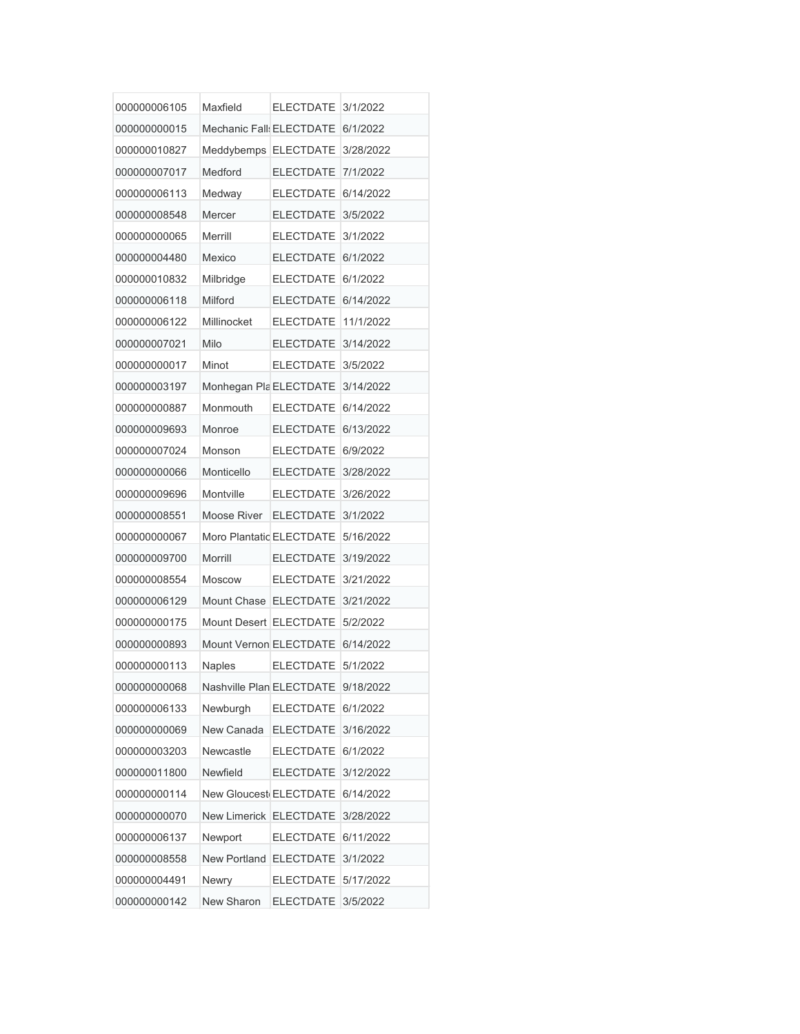| | | | |
|---|---|---|---|
| 000000006105 | Maxfield | ELECTDATE | 3/1/2022 |
| 000000000015 | Mechanic Fall | ELECTDATE | 6/1/2022 |
| 000000010827 | Meddybemps | ELECTDATE | 3/28/2022 |
| 000000007017 | Medford | ELECTDATE | 7/1/2022 |
| 000000006113 | Medway | ELECTDATE | 6/14/2022 |
| 000000008548 | Mercer | ELECTDATE | 3/5/2022 |
| 000000000065 | Merrill | ELECTDATE | 3/1/2022 |
| 000000004480 | Mexico | ELECTDATE | 6/1/2022 |
| 000000010832 | Milbridge | ELECTDATE | 6/1/2022 |
| 000000006118 | Milford | ELECTDATE | 6/14/2022 |
| 000000006122 | Millinocket | ELECTDATE | 11/1/2022 |
| 000000007021 | Milo | ELECTDATE | 3/14/2022 |
| 000000000017 | Minot | ELECTDATE | 3/5/2022 |
| 000000003197 | Monhegan Pla | ELECTDATE | 3/14/2022 |
| 000000000887 | Monmouth | ELECTDATE | 6/14/2022 |
| 000000009693 | Monroe | ELECTDATE | 6/13/2022 |
| 000000007024 | Monson | ELECTDATE | 6/9/2022 |
| 000000000066 | Monticello | ELECTDATE | 3/28/2022 |
| 000000009696 | Montville | ELECTDATE | 3/26/2022 |
| 000000008551 | Moose River | ELECTDATE | 3/1/2022 |
| 000000000067 | Moro Plantatic | ELECTDATE | 5/16/2022 |
| 000000009700 | Morrill | ELECTDATE | 3/19/2022 |
| 000000008554 | Moscow | ELECTDATE | 3/21/2022 |
| 000000006129 | Mount Chase | ELECTDATE | 3/21/2022 |
| 000000000175 | Mount Desert | ELECTDATE | 5/2/2022 |
| 000000000893 | Mount Vernon | ELECTDATE | 6/14/2022 |
| 000000000113 | Naples | ELECTDATE | 5/1/2022 |
| 000000000068 | Nashville Plan | ELECTDATE | 9/18/2022 |
| 000000006133 | Newburgh | ELECTDATE | 6/1/2022 |
| 000000000069 | New Canada | ELECTDATE | 3/16/2022 |
| 000000003203 | Newcastle | ELECTDATE | 6/1/2022 |
| 000000011800 | Newfield | ELECTDATE | 3/12/2022 |
| 000000000114 | New Glouceste | ELECTDATE | 6/14/2022 |
| 000000000070 | New Limerick | ELECTDATE | 3/28/2022 |
| 000000006137 | Newport | ELECTDATE | 6/11/2022 |
| 000000008558 | New Portland | ELECTDATE | 3/1/2022 |
| 000000004491 | Newry | ELECTDATE | 5/17/2022 |
| 000000000142 | New Sharon | ELECTDATE | 3/5/2022 |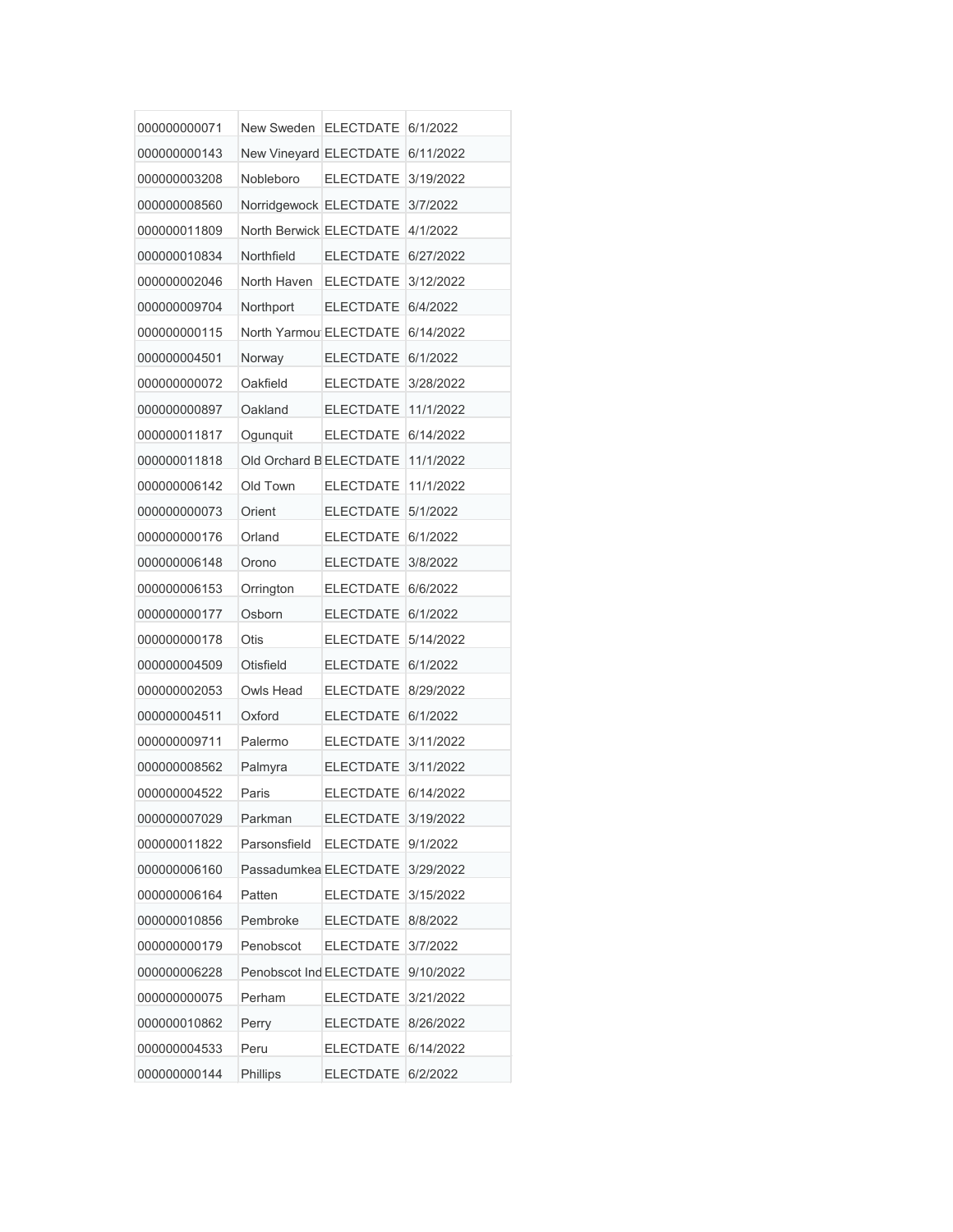| 000000000071 | New Sweden | ELECTDATE | 6/1/2022 |
|---|---|---|---|
| 000000000143 | New Vineyard | ELECTDATE | 6/11/2022 |
| 000000003208 | Nobleboro | ELECTDATE | 3/19/2022 |
| 000000008560 | Norridgewock | ELECTDATE | 3/7/2022 |
| 000000011809 | North Berwick | ELECTDATE | 4/1/2022 |
| 000000010834 | Northfield | ELECTDATE | 6/27/2022 |
| 000000002046 | North Haven | ELECTDATE | 3/12/2022 |
| 000000009704 | Northport | ELECTDATE | 6/4/2022 |
| 000000000115 | North Yarmou | ELECTDATE | 6/14/2022 |
| 000000004501 | Norway | ELECTDATE | 6/1/2022 |
| 000000000072 | Oakfield | ELECTDATE | 3/28/2022 |
| 000000000897 | Oakland | ELECTDATE | 11/1/2022 |
| 000000011817 | Ogunquit | ELECTDATE | 6/14/2022 |
| 000000011818 | Old Orchard B | ELECTDATE | 11/1/2022 |
| 000000006142 | Old Town | ELECTDATE | 11/1/2022 |
| 000000000073 | Orient | ELECTDATE | 5/1/2022 |
| 000000000176 | Orland | ELECTDATE | 6/1/2022 |
| 000000006148 | Orono | ELECTDATE | 3/8/2022 |
| 000000006153 | Orrington | ELECTDATE | 6/6/2022 |
| 000000000177 | Osborn | ELECTDATE | 6/1/2022 |
| 000000000178 | Otis | ELECTDATE | 5/14/2022 |
| 000000004509 | Otisfield | ELECTDATE | 6/1/2022 |
| 000000002053 | Owls Head | ELECTDATE | 8/29/2022 |
| 000000004511 | Oxford | ELECTDATE | 6/1/2022 |
| 000000009711 | Palermo | ELECTDATE | 3/11/2022 |
| 000000008562 | Palmyra | ELECTDATE | 3/11/2022 |
| 000000004522 | Paris | ELECTDATE | 6/14/2022 |
| 000000007029 | Parkman | ELECTDATE | 3/19/2022 |
| 000000011822 | Parsonsfield | ELECTDATE | 9/1/2022 |
| 000000006160 | Passadumkea | ELECTDATE | 3/29/2022 |
| 000000006164 | Patten | ELECTDATE | 3/15/2022 |
| 000000010856 | Pembroke | ELECTDATE | 8/8/2022 |
| 000000000179 | Penobscot | ELECTDATE | 3/7/2022 |
| 000000006228 | Penobscot Ind | ELECTDATE | 9/10/2022 |
| 000000000075 | Perham | ELECTDATE | 3/21/2022 |
| 000000010862 | Perry | ELECTDATE | 8/26/2022 |
| 000000004533 | Peru | ELECTDATE | 6/14/2022 |
| 000000000144 | Phillips | ELECTDATE | 6/2/2022 |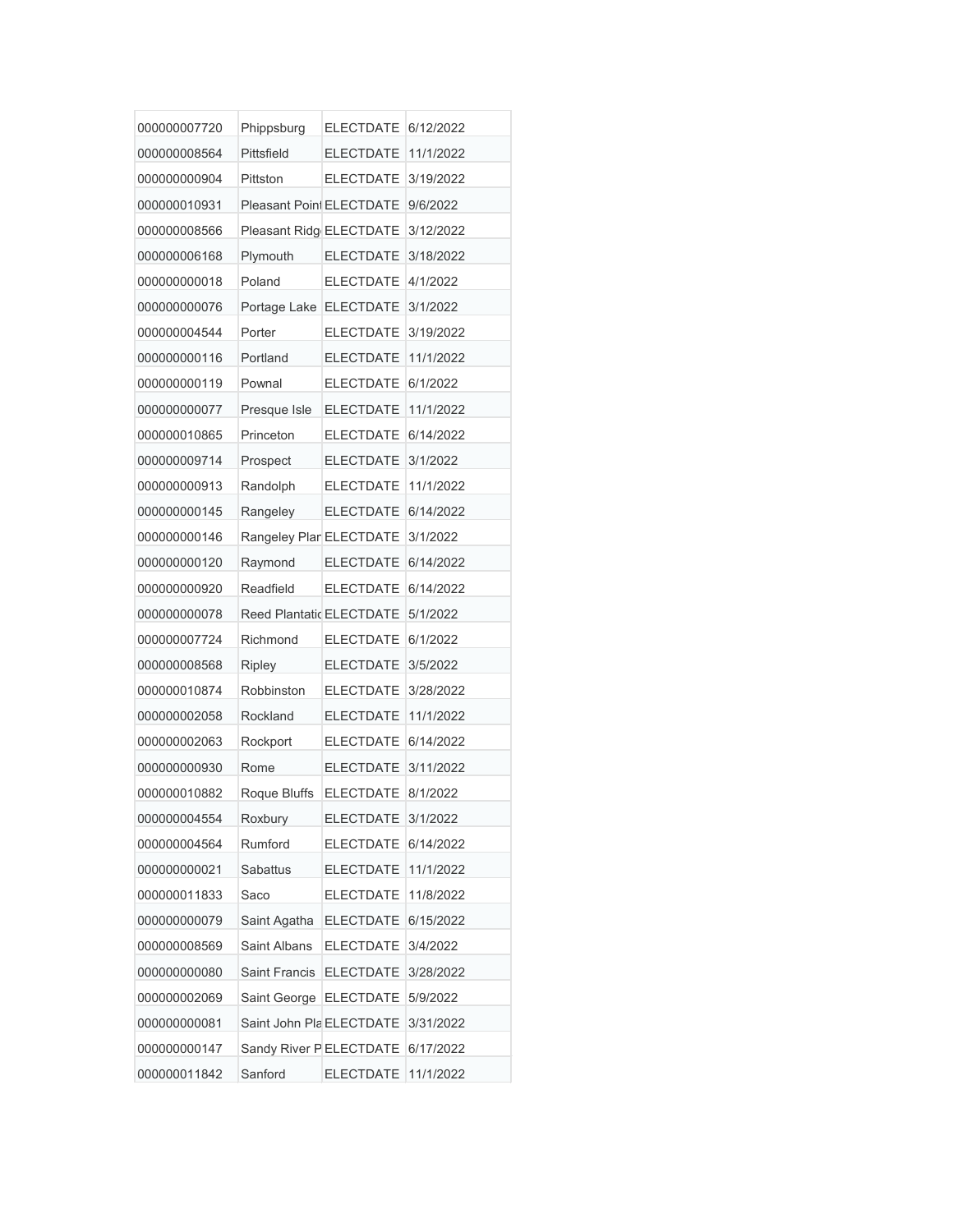| | | | |
|---|---|---|---|
| 000000007720 | Phippsburg | ELECTDATE | 6/12/2022 |
| 000000008564 | Pittsfield | ELECTDATE | 11/1/2022 |
| 000000000904 | Pittston | ELECTDATE | 3/19/2022 |
| 000000010931 | Pleasant Point | ELECTDATE | 9/6/2022 |
| 000000008566 | Pleasant Ridg | ELECTDATE | 3/12/2022 |
| 000000006168 | Plymouth | ELECTDATE | 3/18/2022 |
| 000000000018 | Poland | ELECTDATE | 4/1/2022 |
| 000000000076 | Portage Lake | ELECTDATE | 3/1/2022 |
| 000000004544 | Porter | ELECTDATE | 3/19/2022 |
| 000000000116 | Portland | ELECTDATE | 11/1/2022 |
| 000000000119 | Pownal | ELECTDATE | 6/1/2022 |
| 000000000077 | Presque Isle | ELECTDATE | 11/1/2022 |
| 000000010865 | Princeton | ELECTDATE | 6/14/2022 |
| 000000009714 | Prospect | ELECTDATE | 3/1/2022 |
| 000000000913 | Randolph | ELECTDATE | 11/1/2022 |
| 000000000145 | Rangeley | ELECTDATE | 6/14/2022 |
| 000000000146 | Rangeley Plan | ELECTDATE | 3/1/2022 |
| 000000000120 | Raymond | ELECTDATE | 6/14/2022 |
| 000000000920 | Readfield | ELECTDATE | 6/14/2022 |
| 000000000078 | Reed Plantatio | ELECTDATE | 5/1/2022 |
| 000000007724 | Richmond | ELECTDATE | 6/1/2022 |
| 000000008568 | Ripley | ELECTDATE | 3/5/2022 |
| 000000010874 | Robbinston | ELECTDATE | 3/28/2022 |
| 000000002058 | Rockland | ELECTDATE | 11/1/2022 |
| 000000002063 | Rockport | ELECTDATE | 6/14/2022 |
| 000000000930 | Rome | ELECTDATE | 3/11/2022 |
| 000000010882 | Roque Bluffs | ELECTDATE | 8/1/2022 |
| 000000004554 | Roxbury | ELECTDATE | 3/1/2022 |
| 000000004564 | Rumford | ELECTDATE | 6/14/2022 |
| 000000000021 | Sabattus | ELECTDATE | 11/1/2022 |
| 000000011833 | Saco | ELECTDATE | 11/8/2022 |
| 000000000079 | Saint Agatha | ELECTDATE | 6/15/2022 |
| 000000008569 | Saint Albans | ELECTDATE | 3/4/2022 |
| 000000000080 | Saint Francis | ELECTDATE | 3/28/2022 |
| 000000002069 | Saint George | ELECTDATE | 5/9/2022 |
| 000000000081 | Saint John Pla | ELECTDATE | 3/31/2022 |
| 000000000147 | Sandy River P | ELECTDATE | 6/17/2022 |
| 000000011842 | Sanford | ELECTDATE | 11/1/2022 |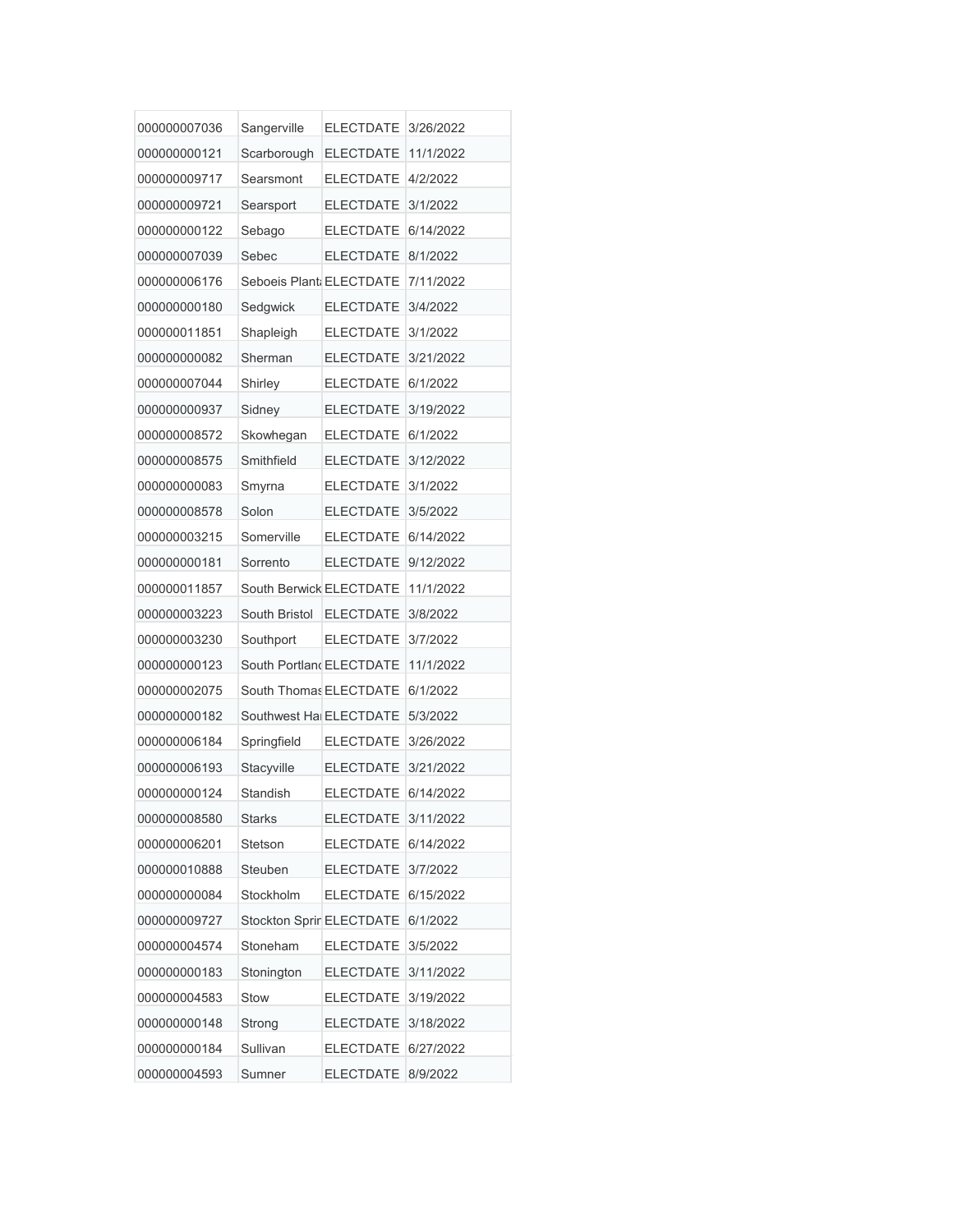| | | | |
|---|---|---|---|
| 000000007036 | Sangerville | ELECTDATE | 3/26/2022 |
| 000000000121 | Scarborough | ELECTDATE | 11/1/2022 |
| 000000009717 | Searsmont | ELECTDATE | 4/2/2022 |
| 000000009721 | Searsport | ELECTDATE | 3/1/2022 |
| 000000000122 | Sebago | ELECTDATE | 6/14/2022 |
| 000000007039 | Sebec | ELECTDATE | 8/1/2022 |
| 000000006176 | Seboeis Planta | ELECTDATE | 7/11/2022 |
| 000000000180 | Sedgwick | ELECTDATE | 3/4/2022 |
| 000000011851 | Shapleigh | ELECTDATE | 3/1/2022 |
| 000000000082 | Sherman | ELECTDATE | 3/21/2022 |
| 000000007044 | Shirley | ELECTDATE | 6/1/2022 |
| 000000000937 | Sidney | ELECTDATE | 3/19/2022 |
| 000000008572 | Skowhegan | ELECTDATE | 6/1/2022 |
| 000000008575 | Smithfield | ELECTDATE | 3/12/2022 |
| 000000000083 | Smyrna | ELECTDATE | 3/1/2022 |
| 000000008578 | Solon | ELECTDATE | 3/5/2022 |
| 000000003215 | Somerville | ELECTDATE | 6/14/2022 |
| 000000000181 | Sorrento | ELECTDATE | 9/12/2022 |
| 000000011857 | South Berwick | ELECTDATE | 11/1/2022 |
| 000000003223 | South Bristol | ELECTDATE | 3/8/2022 |
| 000000003230 | Southport | ELECTDATE | 3/7/2022 |
| 000000000123 | South Portland | ELECTDATE | 11/1/2022 |
| 000000002075 | South Thomas | ELECTDATE | 6/1/2022 |
| 000000000182 | Southwest Ha | ELECTDATE | 5/3/2022 |
| 000000006184 | Springfield | ELECTDATE | 3/26/2022 |
| 000000006193 | Stacyville | ELECTDATE | 3/21/2022 |
| 000000000124 | Standish | ELECTDATE | 6/14/2022 |
| 000000008580 | Starks | ELECTDATE | 3/11/2022 |
| 000000006201 | Stetson | ELECTDATE | 6/14/2022 |
| 000000010888 | Steuben | ELECTDATE | 3/7/2022 |
| 000000000084 | Stockholm | ELECTDATE | 6/15/2022 |
| 000000009727 | Stockton Sprin | ELECTDATE | 6/1/2022 |
| 000000004574 | Stoneham | ELECTDATE | 3/5/2022 |
| 000000000183 | Stonington | ELECTDATE | 3/11/2022 |
| 000000004583 | Stow | ELECTDATE | 3/19/2022 |
| 000000000148 | Strong | ELECTDATE | 3/18/2022 |
| 000000000184 | Sullivan | ELECTDATE | 6/27/2022 |
| 000000004593 | Sumner | ELECTDATE | 8/9/2022 |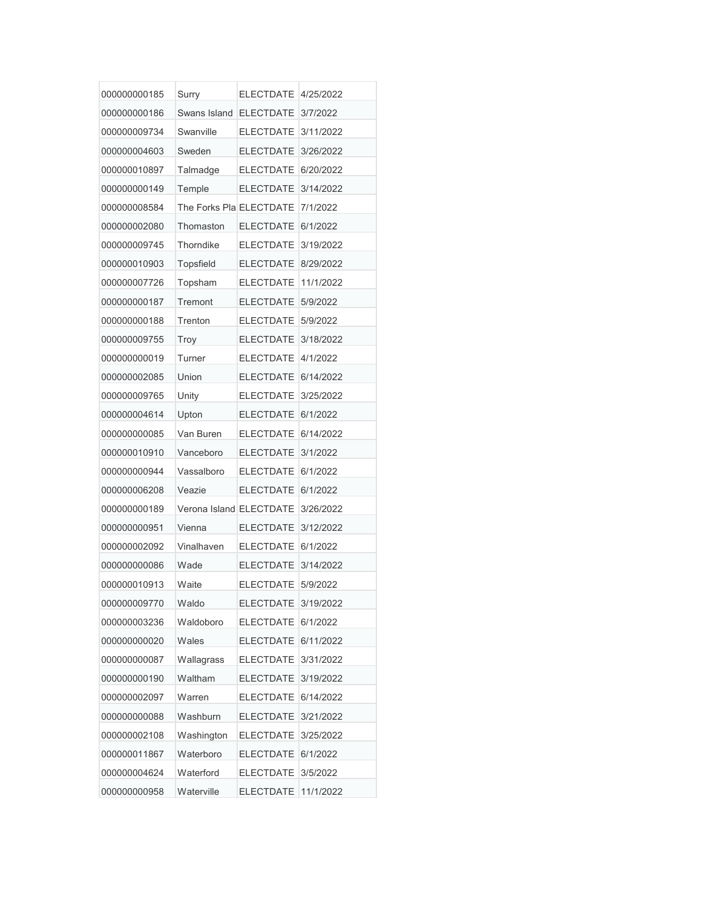| | | | |
|---|---|---|---|
| 000000000185 | Surry | ELECTDATE | 4/25/2022 |
| 000000000186 | Swans Island | ELECTDATE | 3/7/2022 |
| 000000009734 | Swanville | ELECTDATE | 3/11/2022 |
| 000000004603 | Sweden | ELECTDATE | 3/26/2022 |
| 000000010897 | Talmadge | ELECTDATE | 6/20/2022 |
| 000000000149 | Temple | ELECTDATE | 3/14/2022 |
| 000000008584 | The Forks Pla | ELECTDATE | 7/1/2022 |
| 000000002080 | Thomaston | ELECTDATE | 6/1/2022 |
| 000000009745 | Thorndike | ELECTDATE | 3/19/2022 |
| 000000010903 | Topsfield | ELECTDATE | 8/29/2022 |
| 000000007726 | Topsham | ELECTDATE | 11/1/2022 |
| 000000000187 | Tremont | ELECTDATE | 5/9/2022 |
| 000000000188 | Trenton | ELECTDATE | 5/9/2022 |
| 000000009755 | Troy | ELECTDATE | 3/18/2022 |
| 000000000019 | Turner | ELECTDATE | 4/1/2022 |
| 000000002085 | Union | ELECTDATE | 6/14/2022 |
| 000000009765 | Unity | ELECTDATE | 3/25/2022 |
| 000000004614 | Upton | ELECTDATE | 6/1/2022 |
| 000000000085 | Van Buren | ELECTDATE | 6/14/2022 |
| 000000010910 | Vanceboro | ELECTDATE | 3/1/2022 |
| 000000000944 | Vassalboro | ELECTDATE | 6/1/2022 |
| 000000006208 | Veazie | ELECTDATE | 6/1/2022 |
| 000000000189 | Verona Island | ELECTDATE | 3/26/2022 |
| 000000000951 | Vienna | ELECTDATE | 3/12/2022 |
| 000000002092 | Vinalhaven | ELECTDATE | 6/1/2022 |
| 000000000086 | Wade | ELECTDATE | 3/14/2022 |
| 000000010913 | Waite | ELECTDATE | 5/9/2022 |
| 000000009770 | Waldo | ELECTDATE | 3/19/2022 |
| 000000003236 | Waldoboro | ELECTDATE | 6/1/2022 |
| 000000000020 | Wales | ELECTDATE | 6/11/2022 |
| 000000000087 | Wallagrass | ELECTDATE | 3/31/2022 |
| 000000000190 | Waltham | ELECTDATE | 3/19/2022 |
| 000000002097 | Warren | ELECTDATE | 6/14/2022 |
| 000000000088 | Washburn | ELECTDATE | 3/21/2022 |
| 000000002108 | Washington | ELECTDATE | 3/25/2022 |
| 000000011867 | Waterboro | ELECTDATE | 6/1/2022 |
| 000000004624 | Waterford | ELECTDATE | 3/5/2022 |
| 000000000958 | Waterville | ELECTDATE | 11/1/2022 |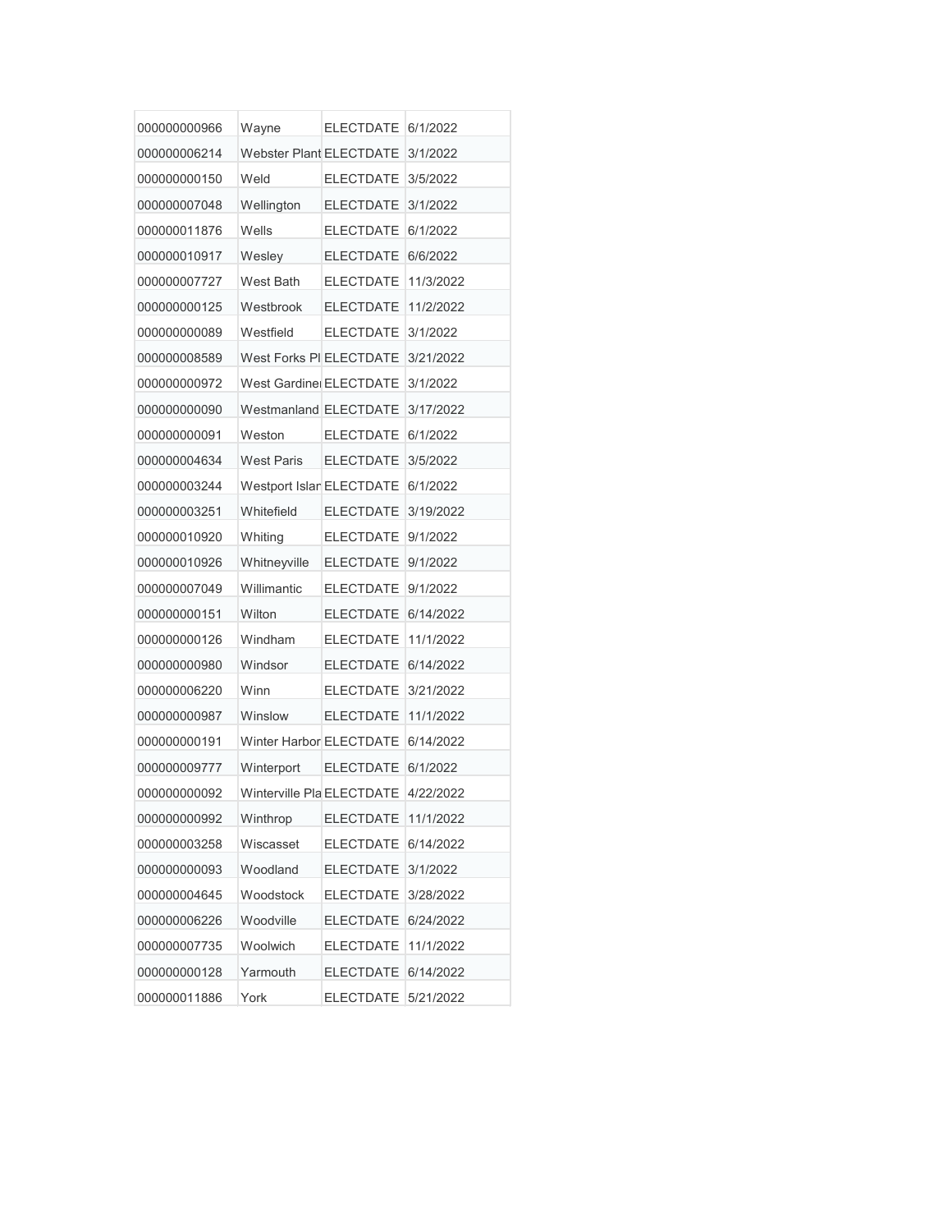| | | | |
|---|---|---|---|
| 000000000966 | Wayne | ELECTDATE | 6/1/2022 |
| 000000006214 | Webster Plant | ELECTDATE | 3/1/2022 |
| 000000000150 | Weld | ELECTDATE | 3/5/2022 |
| 000000007048 | Wellington | ELECTDATE | 3/1/2022 |
| 000000011876 | Wells | ELECTDATE | 6/1/2022 |
| 000000010917 | Wesley | ELECTDATE | 6/6/2022 |
| 000000007727 | West Bath | ELECTDATE | 11/3/2022 |
| 000000000125 | Westbrook | ELECTDATE | 11/2/2022 |
| 000000000089 | Westfield | ELECTDATE | 3/1/2022 |
| 000000008589 | West Forks Pl | ELECTDATE | 3/21/2022 |
| 000000000972 | West Gardine | ELECTDATE | 3/1/2022 |
| 000000000090 | Westmanland | ELECTDATE | 3/17/2022 |
| 000000000091 | Weston | ELECTDATE | 6/1/2022 |
| 000000004634 | West Paris | ELECTDATE | 3/5/2022 |
| 000000003244 | Westport Islar | ELECTDATE | 6/1/2022 |
| 000000003251 | Whitefield | ELECTDATE | 3/19/2022 |
| 000000010920 | Whiting | ELECTDATE | 9/1/2022 |
| 000000010926 | Whitneyville | ELECTDATE | 9/1/2022 |
| 000000007049 | Willimantic | ELECTDATE | 9/1/2022 |
| 000000000151 | Wilton | ELECTDATE | 6/14/2022 |
| 000000000126 | Windham | ELECTDATE | 11/1/2022 |
| 000000000980 | Windsor | ELECTDATE | 6/14/2022 |
| 000000006220 | Winn | ELECTDATE | 3/21/2022 |
| 000000000987 | Winslow | ELECTDATE | 11/1/2022 |
| 000000000191 | Winter Harbor | ELECTDATE | 6/14/2022 |
| 000000009777 | Winterport | ELECTDATE | 6/1/2022 |
| 000000000092 | Winterville Pla | ELECTDATE | 4/22/2022 |
| 000000000992 | Winthrop | ELECTDATE | 11/1/2022 |
| 000000003258 | Wiscasset | ELECTDATE | 6/14/2022 |
| 000000000093 | Woodland | ELECTDATE | 3/1/2022 |
| 000000004645 | Woodstock | ELECTDATE | 3/28/2022 |
| 000000006226 | Woodville | ELECTDATE | 6/24/2022 |
| 000000007735 | Woolwich | ELECTDATE | 11/1/2022 |
| 000000000128 | Yarmouth | ELECTDATE | 6/14/2022 |
| 000000011886 | York | ELECTDATE | 5/21/2022 |